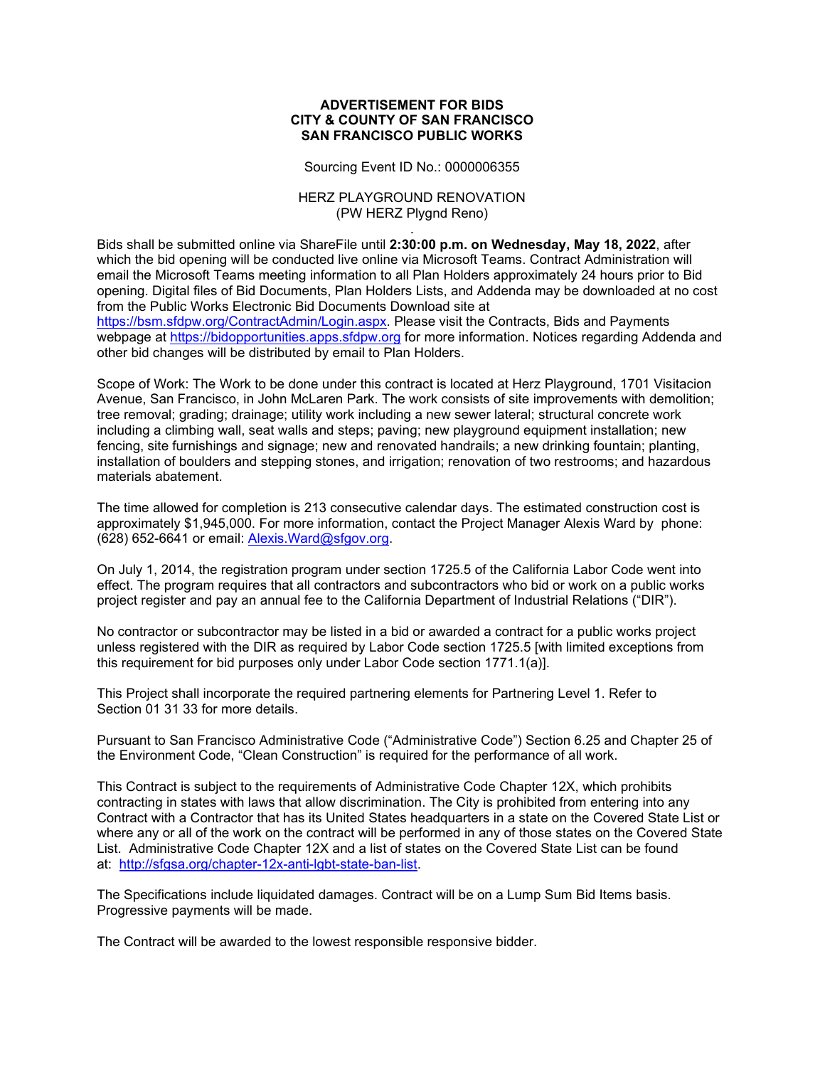**ADVERTISEMENT FOR BIDS**
**CITY & COUNTY OF SAN FRANCISCO**
**SAN FRANCISCO PUBLIC WORKS**

Sourcing Event ID No.: 0000006355

HERZ PLAYGROUND RENOVATION
(PW HERZ Plygnd Reno)

Bids shall be submitted online via ShareFile until **2:30:00 p.m. on Wednesday, May 18, 2022**, after which the bid opening will be conducted live online via Microsoft Teams. Contract Administration will email the Microsoft Teams meeting information to all Plan Holders approximately 24 hours prior to Bid opening. Digital files of Bid Documents, Plan Holders Lists, and Addenda may be downloaded at no cost from the Public Works Electronic Bid Documents Download site at https://bsm.sfdpw.org/ContractAdmin/Login.aspx. Please visit the Contracts, Bids and Payments webpage at https://bidopportunities.apps.sfdpw.org for more information. Notices regarding Addenda and other bid changes will be distributed by email to Plan Holders.

Scope of Work: The Work to be done under this contract is located at Herz Playground, 1701 Visitacion Avenue, San Francisco, in John McLaren Park. The work consists of site improvements with demolition; tree removal; grading; drainage; utility work including a new sewer lateral; structural concrete work including a climbing wall, seat walls and steps; paving; new playground equipment installation; new fencing, site furnishings and signage; new and renovated handrails; a new drinking fountain; planting, installation of boulders and stepping stones, and irrigation; renovation of two restrooms; and hazardous materials abatement.

The time allowed for completion is 213 consecutive calendar days. The estimated construction cost is approximately $1,945,000. For more information, contact the Project Manager Alexis Ward by phone: (628) 652-6641 or email: Alexis.Ward@sfgov.org.

On July 1, 2014, the registration program under section 1725.5 of the California Labor Code went into effect. The program requires that all contractors and subcontractors who bid or work on a public works project register and pay an annual fee to the California Department of Industrial Relations ("DIR").

No contractor or subcontractor may be listed in a bid or awarded a contract for a public works project unless registered with the DIR as required by Labor Code section 1725.5 [with limited exceptions from this requirement for bid purposes only under Labor Code section 1771.1(a)].

This Project shall incorporate the required partnering elements for Partnering Level 1. Refer to Section 01 31 33 for more details.

Pursuant to San Francisco Administrative Code ("Administrative Code") Section 6.25 and Chapter 25 of the Environment Code, "Clean Construction" is required for the performance of all work.

This Contract is subject to the requirements of Administrative Code Chapter 12X, which prohibits contracting in states with laws that allow discrimination. The City is prohibited from entering into any Contract with a Contractor that has its United States headquarters in a state on the Covered State List or where any or all of the work on the contract will be performed in any of those states on the Covered State List. Administrative Code Chapter 12X and a list of states on the Covered State List can be found at: http://sfgsa.org/chapter-12x-anti-lgbt-state-ban-list.

The Specifications include liquidated damages. Contract will be on a Lump Sum Bid Items basis. Progressive payments will be made.

The Contract will be awarded to the lowest responsible responsive bidder.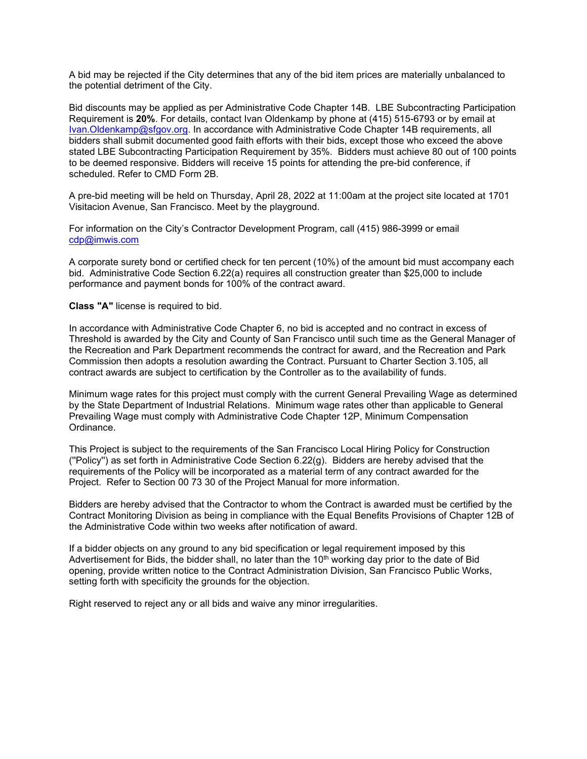A bid may be rejected if the City determines that any of the bid item prices are materially unbalanced to the potential detriment of the City.

Bid discounts may be applied as per Administrative Code Chapter 14B. LBE Subcontracting Participation Requirement is **20%**. For details, contact Ivan Oldenkamp by phone at (415) 515-6793 or by email at Ivan.Oldenkamp@sfgov.org. In accordance with Administrative Code Chapter 14B requirements, all bidders shall submit documented good faith efforts with their bids, except those who exceed the above stated LBE Subcontracting Participation Requirement by 35%. Bidders must achieve 80 out of 100 points to be deemed responsive. Bidders will receive 15 points for attending the pre-bid conference, if scheduled. Refer to CMD Form 2B.

A pre-bid meeting will be held on Thursday, April 28, 2022 at 11:00am at the project site located at 1701 Visitacion Avenue, San Francisco. Meet by the playground.

For information on the City's Contractor Development Program, call (415) 986-3999 or email cdp@imwis.com

A corporate surety bond or certified check for ten percent (10%) of the amount bid must accompany each bid. Administrative Code Section 6.22(a) requires all construction greater than $25,000 to include performance and payment bonds for 100% of the contract award.

**Class "A"** license is required to bid.

In accordance with Administrative Code Chapter 6, no bid is accepted and no contract in excess of Threshold is awarded by the City and County of San Francisco until such time as the General Manager of the Recreation and Park Department recommends the contract for award, and the Recreation and Park Commission then adopts a resolution awarding the Contract. Pursuant to Charter Section 3.105, all contract awards are subject to certification by the Controller as to the availability of funds.

Minimum wage rates for this project must comply with the current General Prevailing Wage as determined by the State Department of Industrial Relations. Minimum wage rates other than applicable to General Prevailing Wage must comply with Administrative Code Chapter 12P, Minimum Compensation Ordinance.

This Project is subject to the requirements of the San Francisco Local Hiring Policy for Construction ("Policy") as set forth in Administrative Code Section 6.22(g). Bidders are hereby advised that the requirements of the Policy will be incorporated as a material term of any contract awarded for the Project. Refer to Section 00 73 30 of the Project Manual for more information.

Bidders are hereby advised that the Contractor to whom the Contract is awarded must be certified by the Contract Monitoring Division as being in compliance with the Equal Benefits Provisions of Chapter 12B of the Administrative Code within two weeks after notification of award.

If a bidder objects on any ground to any bid specification or legal requirement imposed by this Advertisement for Bids, the bidder shall, no later than the 10th working day prior to the date of Bid opening, provide written notice to the Contract Administration Division, San Francisco Public Works, setting forth with specificity the grounds for the objection.

Right reserved to reject any or all bids and waive any minor irregularities.